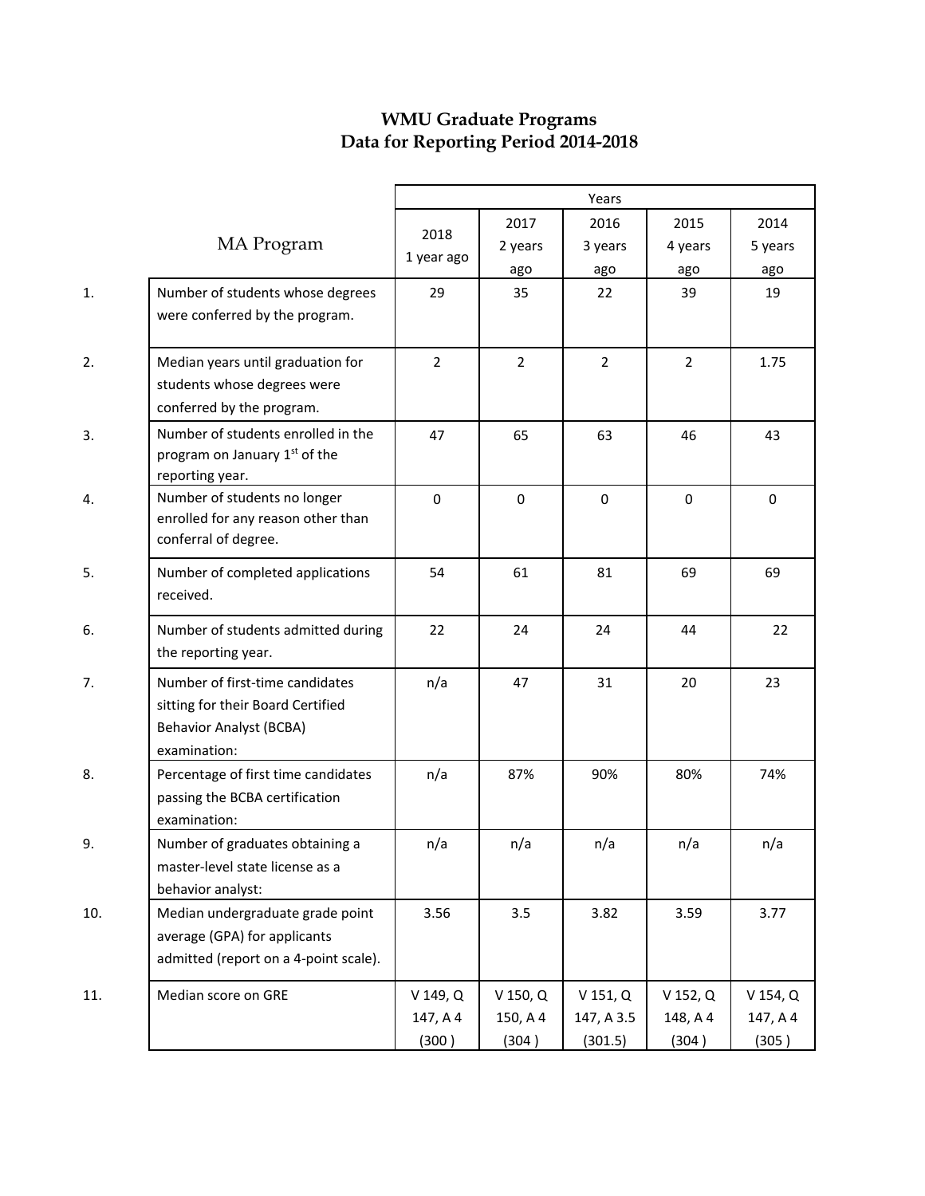# WMU Graduate Programs
## Data for Reporting Period 2014-2018

| | MA Program | Years | | | | |
|---|---|---|---|---|---|---|
| | | 2018 1 year ago | 2017 2 years ago | 2016 3 years ago | 2015 4 years ago | 2014 5 years ago |
| 1. | Number of students whose degrees were conferred by the program. | 29 | 35 | 22 | 39 | 19 |
| 2. | Median years until graduation for students whose degrees were conferred by the program. | 2 | 2 | 2 | 2 | 1.75 |
| 3. | Number of students enrolled in the program on January 1st of the reporting year. | 47 | 65 | 63 | 46 | 43 |
| 4. | Number of students no longer enrolled for any reason other than conferral of degree. | 0 | 0 | 0 | 0 | 0 |
| 5. | Number of completed applications received. | 54 | 61 | 81 | 69 | 69 |
| 6. | Number of students admitted during the reporting year. | 22 | 24 | 24 | 44 | 22 |
| 7. | Number of first-time candidates sitting for their Board Certified Behavior Analyst (BCBA) examination: | n/a | 47 | 31 | 20 | 23 |
| 8. | Percentage of first time candidates passing the BCBA certification examination: | n/a | 87% | 90% | 80% | 74% |
| 9. | Number of graduates obtaining a master-level state license as a behavior analyst: | n/a | n/a | n/a | n/a | n/a |
| 10. | Median undergraduate grade point average (GPA) for applicants admitted (report on a 4-point scale). | 3.56 | 3.5 | 3.82 | 3.59 | 3.77 |
| 11. | Median score on GRE | V 149, Q 147, A 4 (300 ) | V 150, Q 150, A 4 (304 ) | V 151, Q 147, A 3.5 (301.5) | V 152, Q 148, A 4 (304 ) | V 154, Q 147, A 4 (305 ) |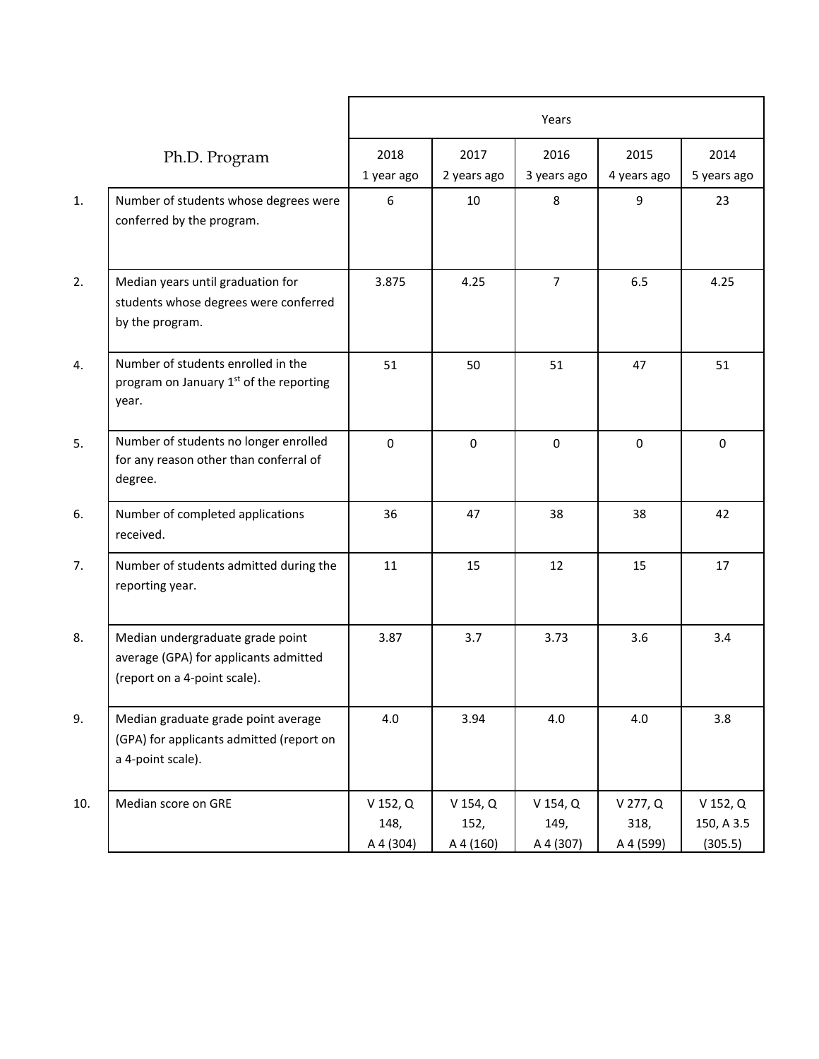| | Ph.D. Program | Years | | | | |
|---|---|---|---|---|---|---|
| | | 2018<br>1 year ago | 2017<br>2 years ago | 2016<br>3 years ago | 2015<br>4 years ago | 2014<br>5 years ago |
| 1. | Number of students whose degrees were conferred by the program. | 6 | 10 | 8 | 9 | 23 |
| 2. | Median years until graduation for students whose degrees were conferred by the program. | 3.875 | 4.25 | 7 | 6.5 | 4.25 |
| 4. | Number of students enrolled in the program on January 1st of the reporting year. | 51 | 50 | 51 | 47 | 51 |
| 5. | Number of students no longer enrolled for any reason other than conferral of degree. | 0 | 0 | 0 | 0 | 0 |
| 6. | Number of completed applications received. | 36 | 47 | 38 | 38 | 42 |
| 7. | Number of students admitted during the reporting year. | 11 | 15 | 12 | 15 | 17 |
| 8. | Median undergraduate grade point average (GPA) for applicants admitted (report on a 4-point scale). | 3.87 | 3.7 | 3.73 | 3.6 | 3.4 |
| 9. | Median graduate grade point average (GPA) for applicants admitted (report on a 4-point scale). | 4.0 | 3.94 | 4.0 | 4.0 | 3.8 |
| 10. | Median score on GRE | V 152, Q 148, A 4 (304) | V 154, Q 152, A 4 (160) | V 154, Q 149, A 4 (307) | V 277, Q 318, A 4 (599) | V 152, Q 150, A 3.5 (305.5) |